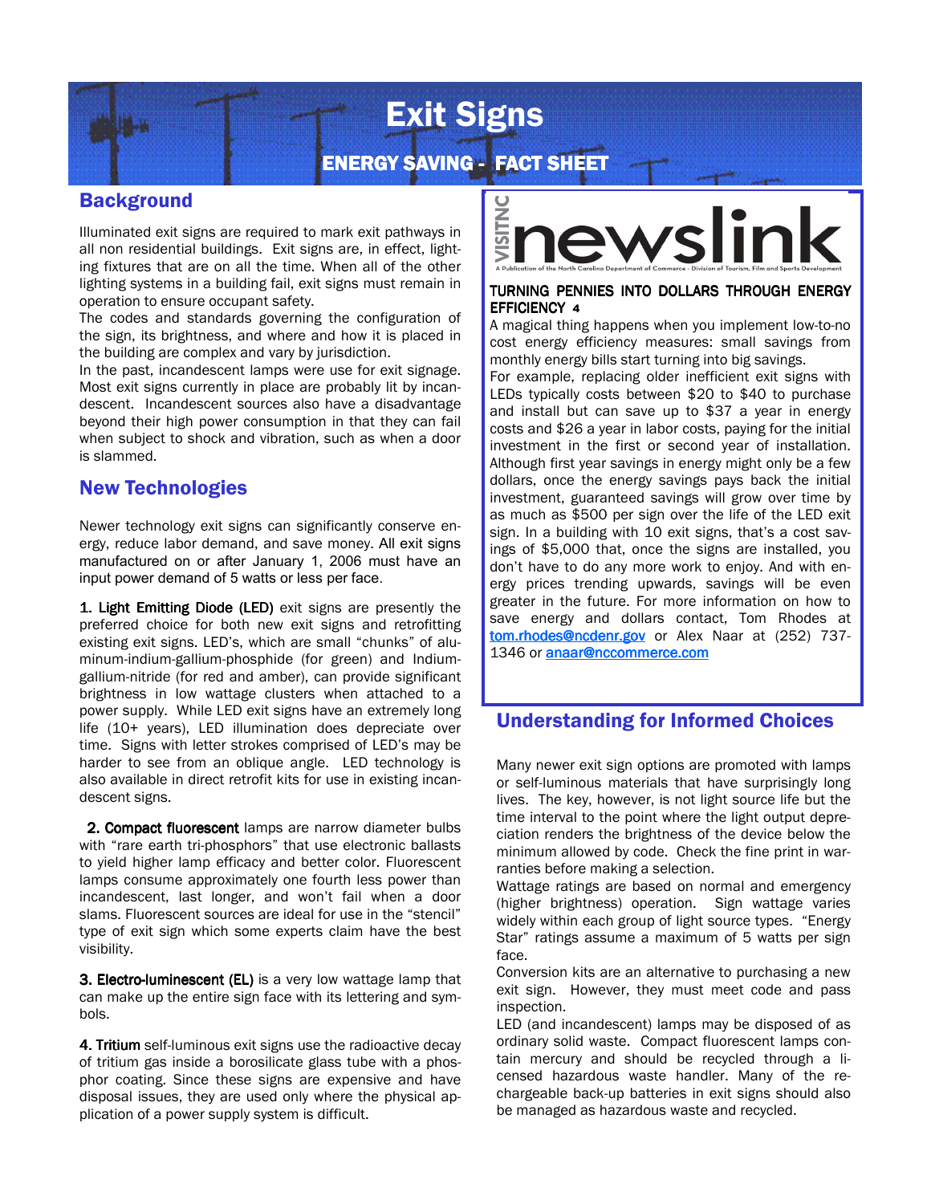# Exit Signs

## ENERGY SAVING - FACT SHEET

## Background

Illuminated exit signs are required to mark exit pathways in all non residential buildings. Exit signs are, in effect, lighting fixtures that are on all the time. When all of the other lighting systems in a building fail, exit signs must remain in operation to ensure occupant safety.

The codes and standards governing the configuration of the sign, its brightness, and where and how it is placed in the building are complex and vary by jurisdiction.

In the past, incandescent lamps were use for exit signage. Most exit signs currently in place are probably lit by incandescent. Incandescent sources also have a disadvantage beyond their high power consumption in that they can fail when subject to shock and vibration, such as when a door is slammed.

## New Technologies

Newer technology exit signs can significantly conserve energy, reduce labor demand, and save money. All exit signs manufactured on or after January 1, 2006 must have an input power demand of 5 watts or less per face.

**1. Light Emitting Diode (LED)** exit signs are presently the preferred choice for both new exit signs and retrofitting existing exit signs. LED's, which are small "chunks" of aluminum-indium-gallium-phosphide (for green) and Indium-gallium-nitride (for red and amber), can provide significant brightness in low wattage clusters when attached to a power supply. While LED exit signs have an extremely long life (10+ years), LED illumination does depreciate over time. Signs with letter strokes comprised of LED's may be harder to see from an oblique angle. LED technology is also available in direct retrofit kits for use in existing incandescent signs.

**2. Compact fluorescent** lamps are narrow diameter bulbs with "rare earth tri-phosphors" that use electronic ballasts to yield higher lamp efficacy and better color. Fluorescent lamps consume approximately one fourth less power than incandescent, last longer, and won't fail when a door slams. Fluorescent sources are ideal for use in the "stencil" type of exit sign which some experts claim have the best visibility.

**3. Electro-luminescent (EL)** is a very low wattage lamp that can make up the entire sign face with its lettering and symbols.

**4. Tritium** self-luminous exit signs use the radioactive decay of tritium gas inside a borosilicate glass tube with a phosphor coating. Since these signs are expensive and have disposal issues, they are used only where the physical application of a power supply system is difficult.

---

VISITNC **newslink**

A Publication of the North Carolina Department of Commerce · Division of Tourism, Film and Sports Development

**TURNING PENNIES INTO DOLLARS THROUGH ENERGY EFFICIENCY 4**

A magical thing happens when you implement low-to-no cost energy efficiency measures: small savings from monthly energy bills start turning into big savings.

For example, replacing older inefficient exit signs with LEDs typically costs between $20 to $40 to purchase and install but can save up to $37 a year in energy costs and $26 a year in labor costs, paying for the initial investment in the first or second year of installation. Although first year savings in energy might only be a few dollars, once the energy savings pays back the initial investment, guaranteed savings will grow over time by as much as $500 per sign over the life of the LED exit sign. In a building with 10 exit signs, that's a cost savings of $5,000 that, once the signs are installed, you don't have to do any more work to enjoy. And with energy prices trending upwards, savings will be even greater in the future. For more information on how to save energy and dollars contact, Tom Rhodes at tom.rhodes@ncdenr.gov or Alex Naar at (252) 737-1346 or anaar@nccommerce.com

---

## Understanding for Informed Choices

Many newer exit sign options are promoted with lamps or self-luminous materials that have surprisingly long lives. The key, however, is not light source life but the time interval to the point where the light output depreciation renders the brightness of the device below the minimum allowed by code. Check the fine print in warranties before making a selection.

Wattage ratings are based on normal and emergency (higher brightness) operation. Sign wattage varies widely within each group of light source types. "Energy Star" ratings assume a maximum of 5 watts per sign face.

Conversion kits are an alternative to purchasing a new exit sign. However, they must meet code and pass inspection.

LED (and incandescent) lamps may be disposed of as ordinary solid waste. Compact fluorescent lamps contain mercury and should be recycled through a licensed hazardous waste handler. Many of the rechargeable back-up batteries in exit signs should also be managed as hazardous waste and recycled.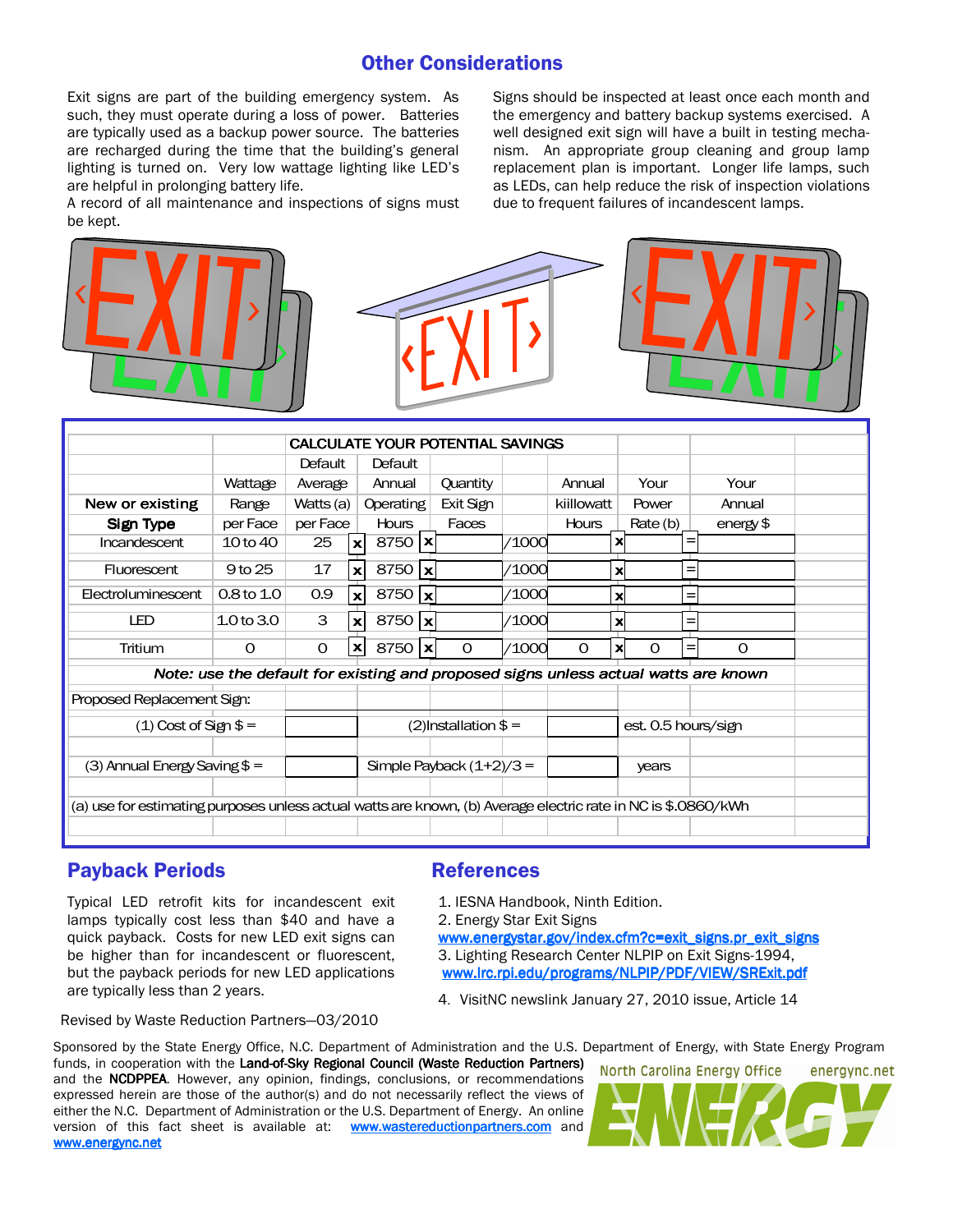## Other Considerations

Exit signs are part of the building emergency system. As such, they must operate during a loss of power. Batteries are typically used as a backup power source. The batteries are recharged during the time that the building's general lighting is turned on. Very low wattage lighting like LED's are helpful in prolonging battery life.

A record of all maintenance and inspections of signs must be kept.

Signs should be inspected at least once each month and the emergency and battery backup systems exercised. A well designed exit sign will have a built in testing mechanism. An appropriate group cleaning and group lamp replacement plan is important. Longer life lamps, such as LEDs, can help reduce the risk of inspection violations due to frequent failures of incandescent lamps.

| | | | | | | | | | | | |
|---|---|---|---|---|---|---|---|---|---|---|---|
| | | CALCULATE YOUR POTENTIAL SAVINGS | | | | | | | | | |
| | | Default | | Default | | | | | | | |
| | Wattage | Average | | Annual | | Quantity | | Annual | | Your | Your |
| **New or existing** | Range | Watts (a) | | Operating | | Exit Sign | | kiillowatt | | Power | Annual |
| **Sign Type** | per Face | per Face | | Hours | | Faces | | Hours | | Rate (b) | energy $ |
| Incandescent | 10 to 40 | 25 | x | 8750 | x | | /1000 | | x | | = |
| Fluorescent | 9 to 25 | 17 | x | 8750 | x | | /1000 | | x | | = |
| Electroluminescent | 0.8 to 1.0 | 0.9 | x | 8750 | x | | /1000 | | x | | = |
| LED | 1.0 to 3.0 | 3 | x | 8750 | x | | /1000 | | x | | = |
| Tritium | 0 | 0 | x | 8750 | x | 0 | /1000 | 0 | x | 0 | = 0 |
| *Note: use the default for existing and proposed signs unless actual watts are known* | | | | | | | | | | | |
| Proposed Replacement Sign: | | | | | | | | | | | |
| (1) Cost of Sign $ = | | | | (2)Installation $ = | | | | est. 0.5 hours/sign | | | |
| (3) Annual Energy Saving $ = | | | | Simple Payback (1+2)/3 = | | | | years | | | |
| (a) use for estimating purposes unless actual watts are known, (b) Average electric rate in NC is $.0860/kWh | | | | | | | | | | | |

## Payback Periods

Typical LED retrofit kits for incandescent exit lamps typically cost less than $40 and have a quick payback. Costs for new LED exit signs can be higher than for incandescent or fluorescent, but the payback periods for new LED applications are typically less than 2 years.

Revised by Waste Reduction Partners—03/2010

## References

1. IESNA Handbook, Ninth Edition.
2. Energy Star Exit Signs
   www.energystar.gov/index.cfm?c=exit_signs.pr_exit_signs
3. Lighting Research Center NLPIP on Exit Signs-1994,
   www.lrc.rpi.edu/programs/NLPIP/PDF/VIEW/SRExit.pdf
4. VisitNC newslink January 27, 2010 issue, Article 14

Sponsored by the State Energy Office, N.C. Department of Administration and the U.S. Department of Energy, with State Energy Program funds, in cooperation with the **Land-of-Sky Regional Council (Waste Reduction Partners)** and the **NCDPPEA**. However, any opinion, findings, conclusions, or recommendations expressed herein are those of the author(s) and do not necessarily reflect the views of either the N.C. Department of Administration or the U.S. Department of Energy. An online version of this fact sheet is available at: www.wastereductionpartners.com and www.energync.net

North Carolina Energy Office energync.net ENERGY